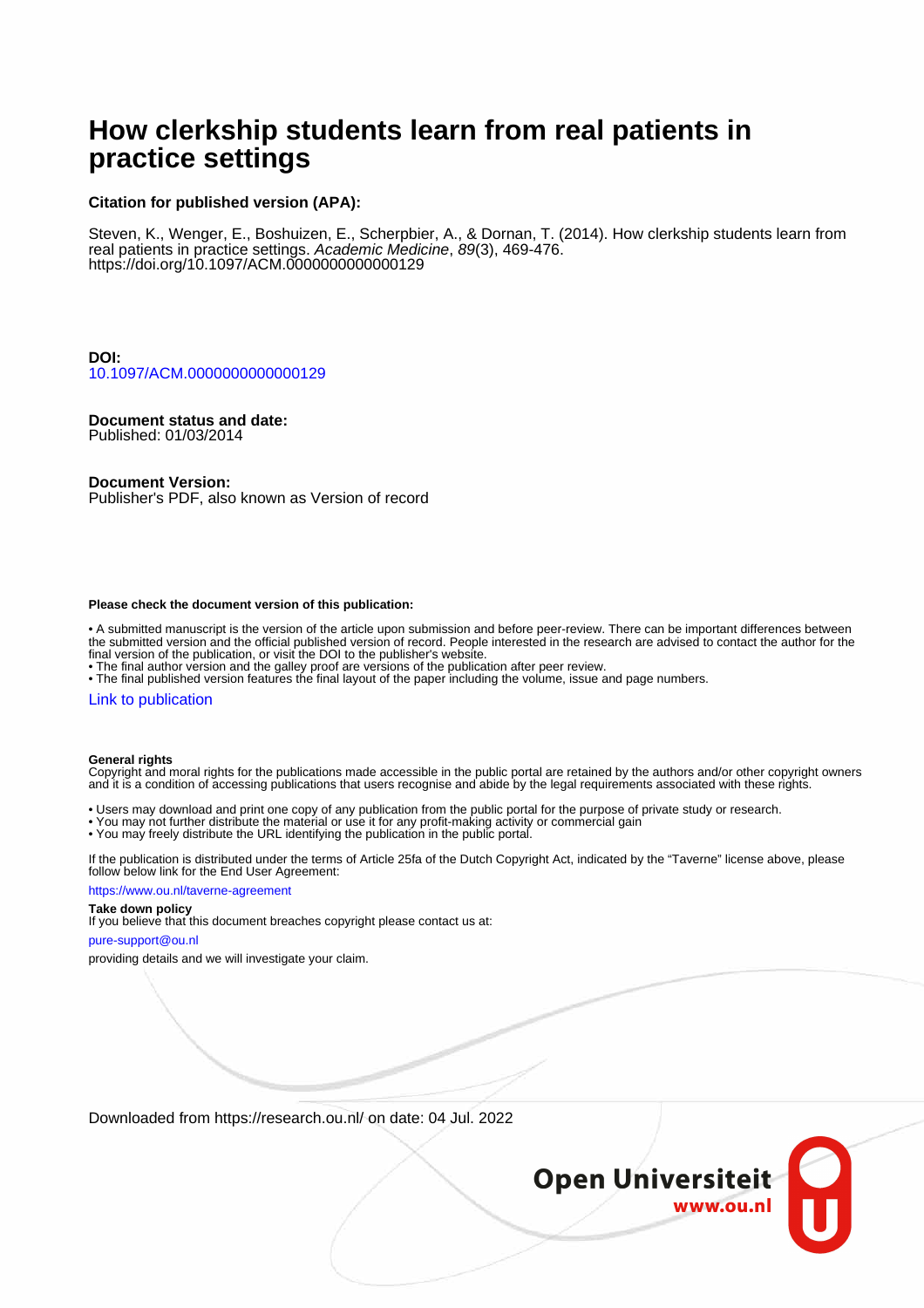# How clerkship students learn from real patients in practice settings

**Citation for published version (APA):**

Steven, K., Wenger, E., Boshuizen, E., Scherpbier, A., & Dornan, T. (2014). How clerkship students learn from real patients in practice settings. *Academic Medicine*, *89*(3), 469-476. https://doi.org/10.1097/ACM.0000000000000129

**DOI:**
10.1097/ACM.0000000000000129

**Document status and date:**
Published: 01/03/2014

**Document Version:**
Publisher's PDF, also known as Version of record

**Please check the document version of this publication:**

- A submitted manuscript is the version of the article upon submission and before peer-review. There can be important differences between the submitted version and the official published version of record. People interested in the research are advised to contact the author for the final version of the publication, or visit the DOI to the publisher's website.
- The final author version and the galley proof are versions of the publication after peer review.
- The final published version features the final layout of the paper including the volume, issue and page numbers.

Link to publication

**General rights**
Copyright and moral rights for the publications made accessible in the public portal are retained by the authors and/or other copyright owners and it is a condition of accessing publications that users recognise and abide by the legal requirements associated with these rights.

- Users may download and print one copy of any publication from the public portal for the purpose of private study or research.
- You may not further distribute the material or use it for any profit-making activity or commercial gain
- You may freely distribute the URL identifying the publication in the public portal.

If the publication is distributed under the terms of Article 25fa of the Dutch Copyright Act, indicated by the "Taverne" license above, please follow below link for the End User Agreement:

https://www.ou.nl/taverne-agreement

**Take down policy**
If you believe that this document breaches copyright please contact us at:

pure-support@ou.nl

providing details and we will investigate your claim.

Downloaded from https://research.ou.nl/ on date: 04 Jul. 2022

Open Universiteit
www.ou.nl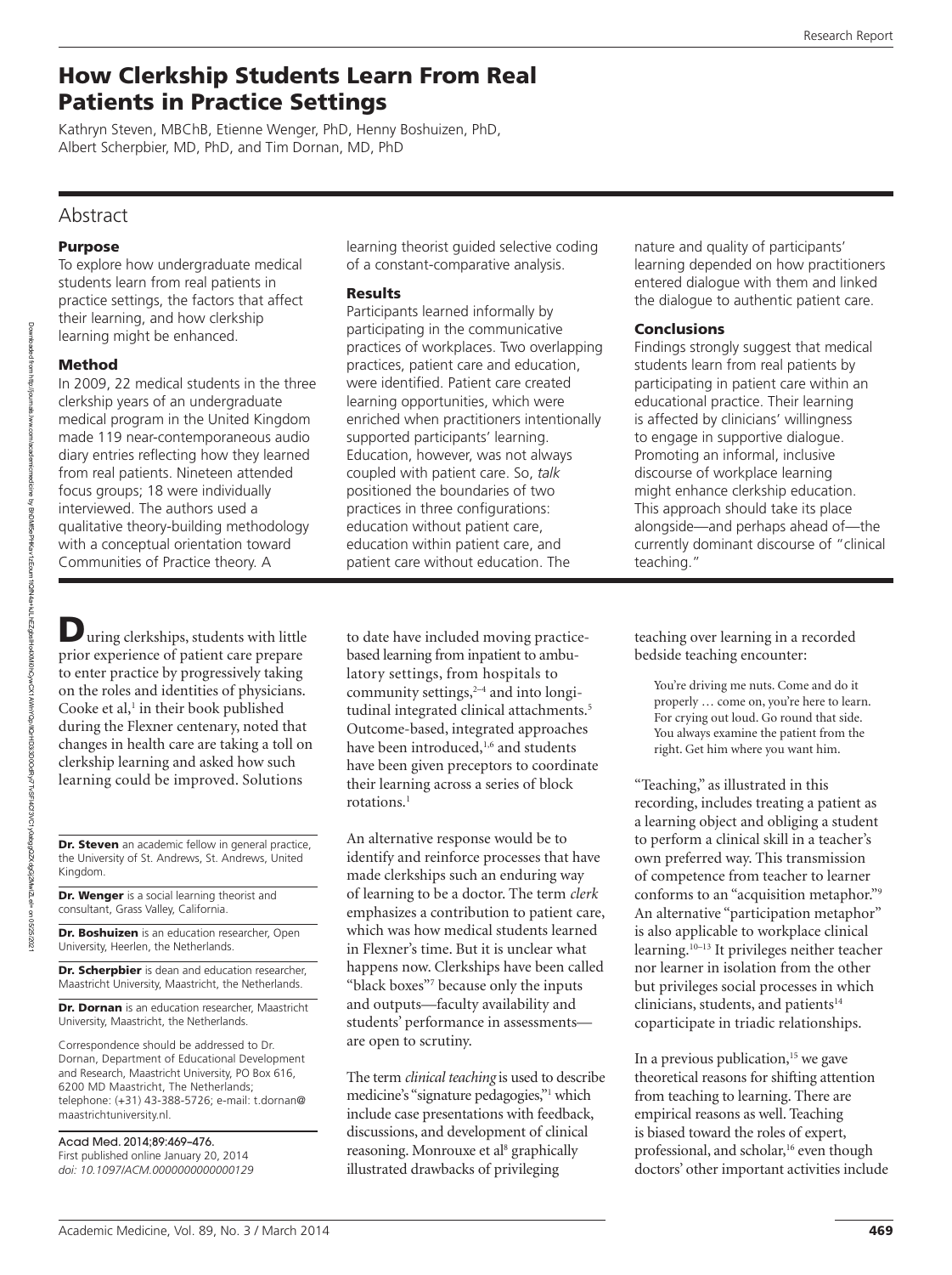# How Clerkship Students Learn From Real Patients in Practice Settings

Kathryn Steven, MBChB, Etienne Wenger, PhD, Henny Boshuizen, PhD, Albert Scherpbier, MD, PhD, and Tim Dornan, MD, PhD

## Abstract

### Purpose

To explore how undergraduate medical students learn from real patients in practice settings, the factors that affect their learning, and how clerkship learning might be enhanced.

### Method

In 2009, 22 medical students in the three clerkship years of an undergraduate medical program in the United Kingdom made 119 near-contemporaneous audio diary entries reflecting how they learned from real patients. Nineteen attended focus groups; 18 were individually interviewed. The authors used a qualitative theory-building methodology with a conceptual orientation toward Communities of Practice theory. A learning theorist guided selective coding of a constant-comparative analysis.

### Results

Participants learned informally by participating in the communicative practices of workplaces. Two overlapping practices, patient care and education, were identified. Patient care created learning opportunities, which were enriched when practitioners intentionally supported participants' learning. Education, however, was not always coupled with patient care. So, *talk* positioned the boundaries of two practices in three configurations: education without patient care, education within patient care, and patient care without education. The nature and quality of participants' learning depended on how practitioners entered dialogue with them and linked the dialogue to authentic patient care.

### Conclusions

Findings strongly suggest that medical students learn from real patients by participating in patient care within an educational practice. Their learning is affected by clinicians' willingness to engage in supportive dialogue. Promoting an informal, inclusive discourse of workplace learning might enhance clerkship education. This approach should take its place alongside—and perhaps ahead of—the currently dominant discourse of "clinical teaching."

During clerkships, students with little prior experience of patient care prepare to enter practice by progressively taking on the roles and identities of physicians. Cooke et al,[1] in their book published during the Flexner centenary, noted that changes in health care are taking a toll on clerkship learning and asked how such learning could be improved. Solutions to date have included moving practice-based learning from inpatient to ambulatory settings, from hospitals to community settings,[2–4] and into longitudinal integrated clinical attachments.[5] Outcome-based, integrated approaches have been introduced,[1,6] and students have been given preceptors to coordinate their learning across a series of block rotations.[1]

An alternative response would be to identify and reinforce processes that have made clerkships such an enduring way of learning to be a doctor. The term *clerk* emphasizes a contribution to patient care, which was how medical students learned in Flexner's time. But it is unclear what happens now. Clerkships have been called "black boxes"[7] because only the inputs and outputs—faculty availability and students' performance in assessments—are open to scrutiny.

The term *clinical teaching* is used to describe medicine's "signature pedagogies,"[1] which include case presentations with feedback, discussions, and development of clinical reasoning. Monrouxe et al[8] graphically illustrated drawbacks of privileging teaching over learning in a recorded bedside teaching encounter:

> You're driving me nuts. Come and do it properly … come on, you're here to learn. For crying out loud. Go round that side. You always examine the patient from the right. Get him where you want him.

"Teaching," as illustrated in this recording, includes treating a patient as a learning object and obliging a student to perform a clinical skill in a teacher's own preferred way. This transmission of competence from teacher to learner conforms to an "acquisition metaphor."[9] An alternative "participation metaphor" is also applicable to workplace clinical learning.[10–13] It privileges neither teacher nor learner in isolation from the other but privileges social processes in which clinicians, students, and patients[14] coparticipate in triadic relationships.

In a previous publication,[15] we gave theoretical reasons for shifting attention from teaching to learning. There are empirical reasons as well. Teaching is biased toward the roles of expert, professional, and scholar,[16] even though doctors' other important activities include

**Dr. Steven** an academic fellow in general practice, the University of St. Andrews, St. Andrews, United Kingdom.

**Dr. Wenger** is a social learning theorist and consultant, Grass Valley, California.

**Dr. Boshuizen** is an education researcher, Open University, Heerlen, the Netherlands.

**Dr. Scherpbier** is dean and education researcher, Maastricht University, Maastricht, the Netherlands.

**Dr. Dornan** is an education researcher, Maastricht University, Maastricht, the Netherlands.

Correspondence should be addressed to Dr. Dornan, Department of Educational Development and Research, Maastricht University, PO Box 616, 6200 MD Maastricht, The Netherlands; telephone: (+31) 43-388-5726; e-mail: t.dornan@maastrichtuniversity.nl.

Acad Med. 2014;89:469–476.
First published online January 20, 2014
*doi: 10.1097/ACM.0000000000000129*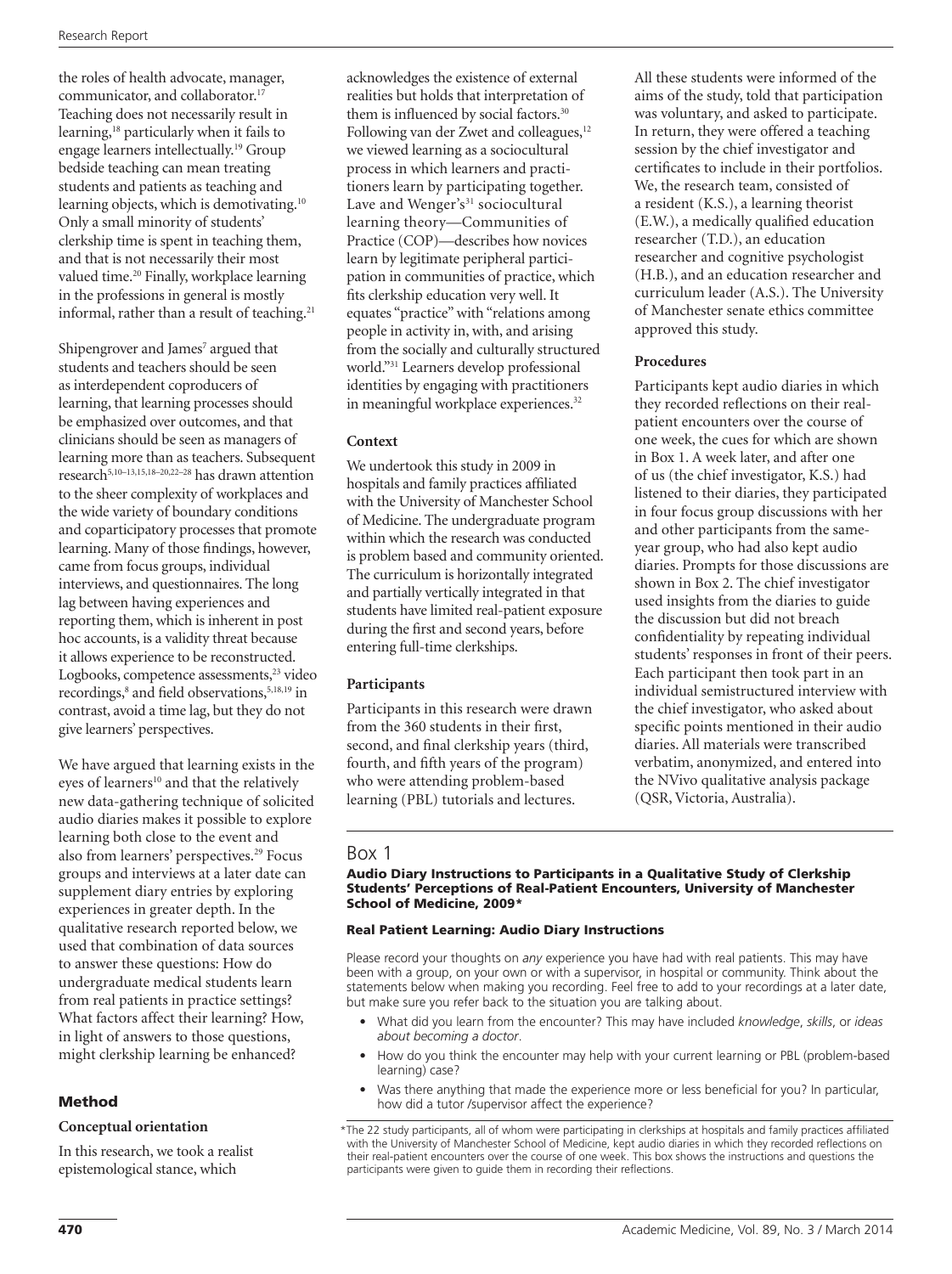the roles of health advocate, manager, communicator, and collaborator.[17] Teaching does not necessarily result in learning,[18] particularly when it fails to engage learners intellectually.[19] Group bedside teaching can mean treating students and patients as teaching and learning objects, which is demotivating.[10] Only a small minority of students' clerkship time is spent in teaching them, and that is not necessarily their most valued time.[20] Finally, workplace learning in the professions in general is mostly informal, rather than a result of teaching.[21]

Shipengrover and James[7] argued that students and teachers should be seen as interdependent coproducers of learning, that learning processes should be emphasized over outcomes, and that clinicians should be seen as managers of learning more than as teachers. Subsequent research[5,10–13,15,18–20,22–28] has drawn attention to the sheer complexity of workplaces and the wide variety of boundary conditions and coparticipatory processes that promote learning. Many of those findings, however, came from focus groups, individual interviews, and questionnaires. The long lag between having experiences and reporting them, which is inherent in post hoc accounts, is a validity threat because it allows experience to be reconstructed. Logbooks, competence assessments,[23] video recordings,[8] and field observations,[5,18,19] in contrast, avoid a time lag, but they do not give learners' perspectives.

We have argued that learning exists in the eyes of learners[10] and that the relatively new data-gathering technique of solicited audio diaries makes it possible to explore learning both close to the event and also from learners' perspectives.[29] Focus groups and interviews at a later date can supplement diary entries by exploring experiences in greater depth. In the qualitative research reported below, we used that combination of data sources to answer these questions: How do undergraduate medical students learn from real patients in practice settings? What factors affect their learning? How, in light of answers to those questions, might clerkship learning be enhanced?

## Method

### Conceptual orientation

In this research, we took a realist epistemological stance, which acknowledges the existence of external realities but holds that interpretation of them is influenced by social factors.[30] Following van der Zwet and colleagues,[12] we viewed learning as a sociocultural process in which learners and practitioners learn by participating together. Lave and Wenger's[31] sociocultural learning theory—Communities of Practice (COP)—describes how novices learn by legitimate peripheral participation in communities of practice, which fits clerkship education very well. It equates "practice" with "relations among people in activity in, with, and arising from the socially and culturally structured world."[31] Learners develop professional identities by engaging with practitioners in meaningful workplace experiences.[32]

### Context

We undertook this study in 2009 in hospitals and family practices affiliated with the University of Manchester School of Medicine. The undergraduate program within which the research was conducted is problem based and community oriented. The curriculum is horizontally integrated and partially vertically integrated in that students have limited real-patient exposure during the first and second years, before entering full-time clerkships.

### Participants

Participants in this research were drawn from the 360 students in their first, second, and final clerkship years (third, fourth, and fifth years of the program) who were attending problem-based learning (PBL) tutorials and lectures. All these students were informed of the aims of the study, told that participation was voluntary, and asked to participate. In return, they were offered a teaching session by the chief investigator and certificates to include in their portfolios. We, the research team, consisted of a resident (K.S.), a learning theorist (E.W.), a medically qualified education researcher (T.D.), an education researcher and cognitive psychologist (H.B.), and an education researcher and curriculum leader (A.S.). The University of Manchester senate ethics committee approved this study.

### Procedures

Participants kept audio diaries in which they recorded reflections on their real-patient encounters over the course of one week, the cues for which are shown in Box 1. A week later, and after one of us (the chief investigator, K.S.) had listened to their diaries, they participated in four focus group discussions with her and other participants from the same-year group, who had also kept audio diaries. Prompts for those discussions are shown in Box 2. The chief investigator used insights from the diaries to guide the discussion but did not breach confidentiality by repeating individual students' responses in front of their peers. Each participant then took part in an individual semistructured interview with the chief investigator, who asked about specific points mentioned in their audio diaries. All materials were transcribed verbatim, anonymized, and entered into the NVivo qualitative analysis package (QSR, Victoria, Australia).

## Box 1

**Audio Diary Instructions to Participants in a Qualitative Study of Clerkship Students' Perceptions of Real-Patient Encounters, University of Manchester School of Medicine, 2009***

**Real Patient Learning: Audio Diary Instructions**

Please record your thoughts on *any* experience you have had with real patients. This may have been with a group, on your own or with a supervisor, in hospital or community. Think about the statements below when making you recording. Feel free to add to your recordings at a later date, but make sure you refer back to the situation you are talking about.

- What did you learn from the encounter? This may have included *knowledge*, *skills*, or *ideas about becoming a doctor*.
- How do you think the encounter may help with your current learning or PBL (problem-based learning) case?
- Was there anything that made the experience more or less beneficial for you? In particular, how did a tutor /supervisor affect the experience?

*The 22 study participants, all of whom were participating in clerkships at hospitals and family practices affiliated with the University of Manchester School of Medicine, kept audio diaries in which they recorded reflections on their real-patient encounters over the course of one week. This box shows the instructions and questions the participants were given to guide them in recording their reflections.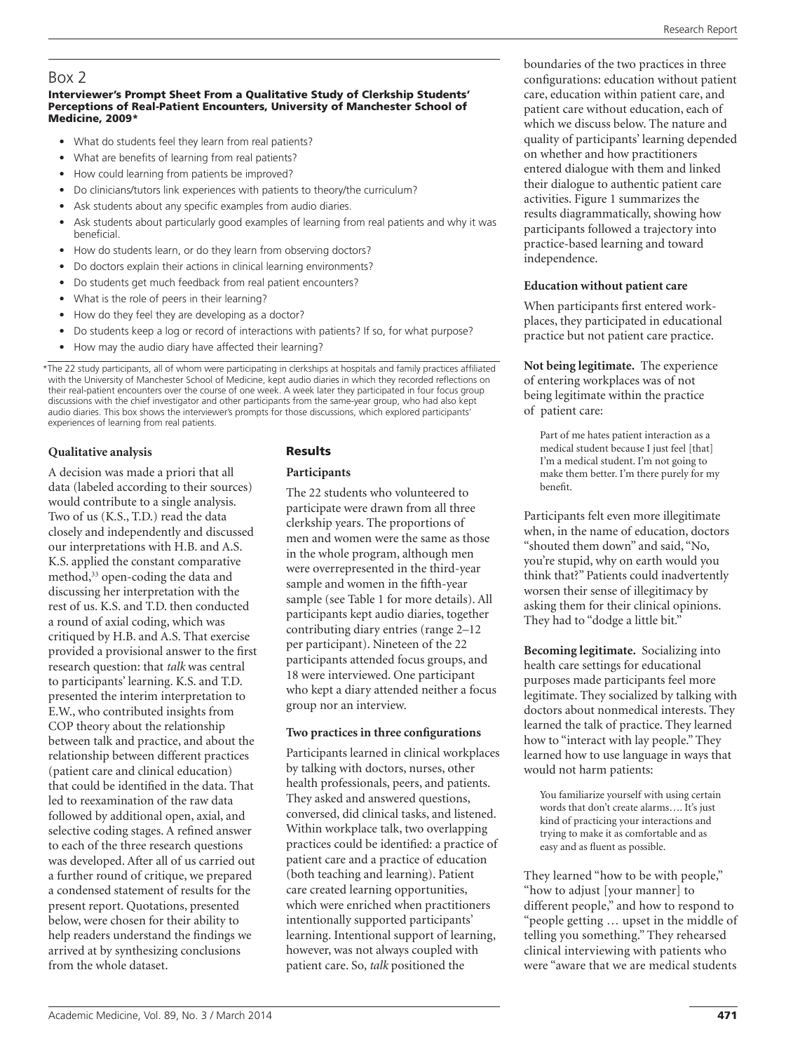## Box 2

**Interviewer's Prompt Sheet From a Qualitative Study of Clerkship Students' Perceptions of Real-Patient Encounters, University of Manchester School of Medicine, 2009***

- What do students feel they learn from real patients?
- What are benefits of learning from real patients?
- How could learning from patients be improved?
- Do clinicians/tutors link experiences with patients to theory/the curriculum?
- Ask students about any specific examples from audio diaries.
- Ask students about particularly good examples of learning from real patients and why it was beneficial.
- How do students learn, or do they learn from observing doctors?
- Do doctors explain their actions in clinical learning environments?
- Do students get much feedback from real patient encounters?
- What is the role of peers in their learning?
- How do they feel they are developing as a doctor?
- Do students keep a log or record of interactions with patients? If so, for what purpose?
- How may the audio diary have affected their learning?

*The 22 study participants, all of whom were participating in clerkships at hospitals and family practices affiliated with the University of Manchester School of Medicine, kept audio diaries in which they recorded reflections on their real-patient encounters over the course of one week. A week later they participated in four focus group discussions with the chief investigator and other participants from the same-year group, who had also kept audio diaries. This box shows the interviewer's prompts for those discussions, which explored participants' experiences of learning from real patients.

**Qualitative analysis**

A decision was made a priori that all data (labeled according to their sources) would contribute to a single analysis. Two of us (K.S., T.D.) read the data closely and independently and discussed our interpretations with H.B. and A.S. K.S. applied the constant comparative method,[33] open-coding the data and discussing her interpretation with the rest of us. K.S. and T.D. then conducted a round of axial coding, which was critiqued by H.B. and A.S. That exercise provided a provisional answer to the first research question: that *talk* was central to participants' learning. K.S. and T.D. presented the interim interpretation to E.W., who contributed insights from COP theory about the relationship between talk and practice, and about the relationship between different practices (patient care and clinical education) that could be identified in the data. That led to reexamination of the raw data followed by additional open, axial, and selective coding stages. A refined answer to each of the three research questions was developed. After all of us carried out a further round of critique, we prepared a condensed statement of results for the present report. Quotations, presented below, were chosen for their ability to help readers understand the findings we arrived at by synthesizing conclusions from the whole dataset.

## Results

**Participants**

The 22 students who volunteered to participate were drawn from all three clerkship years. The proportions of men and women were the same as those in the whole program, although men were overrepresented in the third-year sample and women in the fifth-year sample (see Table 1 for more details). All participants kept audio diaries, together contributing diary entries (range 2–12 per participant). Nineteen of the 22 participants attended focus groups, and 18 were interviewed. One participant who kept a diary attended neither a focus group nor an interview.

**Two practices in three configurations**

Participants learned in clinical workplaces by talking with doctors, nurses, other health professionals, peers, and patients. They asked and answered questions, conversed, did clinical tasks, and listened. Within workplace talk, two overlapping practices could be identified: a practice of patient care and a practice of education (both teaching and learning). Patient care created learning opportunities, which were enriched when practitioners intentionally supported participants' learning. Intentional support of learning, however, was not always coupled with patient care. So, *talk* positioned the boundaries of the two practices in three configurations: education without patient care, education within patient care, and patient care without education, each of which we discuss below. The nature and quality of participants' learning depended on whether and how practitioners entered dialogue with them and linked their dialogue to authentic patient care activities. Figure 1 summarizes the results diagrammatically, showing how participants followed a trajectory into practice-based learning and toward independence.

**Education without patient care**

When participants first entered workplaces, they participated in educational practice but not patient care practice.

**Not being legitimate.** The experience of entering workplaces was of not being legitimate within the practice of patient care:

> Part of me hates patient interaction as a medical student because I just feel [that] I'm a medical student. I'm not going to make them better. I'm there purely for my benefit.

Participants felt even more illegitimate when, in the name of education, doctors "shouted them down" and said, "No, you're stupid, why on earth would you think that?" Patients could inadvertently worsen their sense of illegitimacy by asking them for their clinical opinions. They had to "dodge a little bit."

**Becoming legitimate.** Socializing into health care settings for educational purposes made participants feel more legitimate. They socialized by talking with doctors about nonmedical interests. They learned the talk of practice. They learned how to "interact with lay people." They learned how to use language in ways that would not harm patients:

> You familiarize yourself with using certain words that don't create alarms.... It's just kind of practicing your interactions and trying to make it as comfortable and as easy and as fluent as possible.

They learned "how to be with people," "how to adjust [your manner] to different people," and how to respond to "people getting … upset in the middle of telling you something." They rehearsed clinical interviewing with patients who were "aware that we are medical students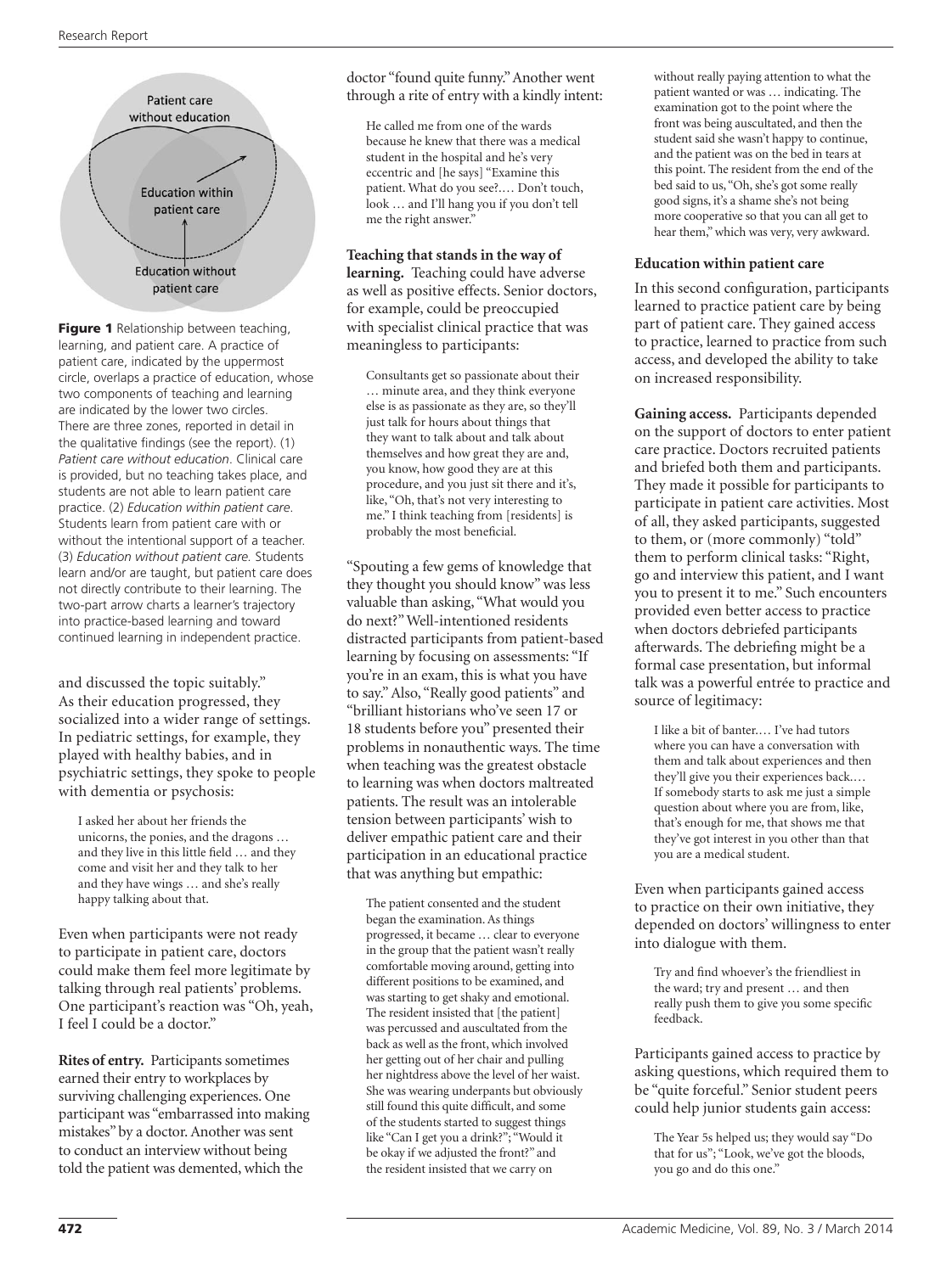Patient care without education

Education within patient care

Education without patient care

**Figure 1** Relationship between teaching, learning, and patient care. A practice of patient care, indicated by the uppermost circle, overlaps a practice of education, whose two components of teaching and learning are indicated by the lower two circles. There are three zones, reported in detail in the qualitative findings (see the report). (1) *Patient care without education*. Clinical care is provided, but no teaching takes place, and students are not able to learn patient care practice. (2) *Education within patient care*. Students learn from patient care with or without the intentional support of a teacher. (3) *Education without patient care*. Students learn and/or are taught, but patient care does not directly contribute to their learning. The two-part arrow charts a learner's trajectory into practice-based learning and toward continued learning in independent practice.

and discussed the topic suitably." As their education progressed, they socialized into a wider range of settings. In pediatric settings, for example, they played with healthy babies, and in psychiatric settings, they spoke to people with dementia or psychosis:

> I asked her about her friends the unicorns, the ponies, and the dragons … and they live in this little field … and they come and visit her and they talk to her and they have wings … and she's really happy talking about that.

Even when participants were not ready to participate in patient care, doctors could make them feel more legitimate by talking through real patients' problems. One participant's reaction was "Oh, yeah, I feel I could be a doctor."

**Rites of entry.** Participants sometimes earned their entry to workplaces by surviving challenging experiences. One participant was "embarrassed into making mistakes" by a doctor. Another was sent to conduct an interview without being told the patient was demented, which the doctor "found quite funny." Another went through a rite of entry with a kindly intent:

> He called me from one of the wards because he knew that there was a medical student in the hospital and he's very eccentric and [he says] "Examine this patient. What do you see?.… Don't touch, look … and I'll hang you if you don't tell me the right answer."

**Teaching that stands in the way of learning.** Teaching could have adverse as well as positive effects. Senior doctors, for example, could be preoccupied with specialist clinical practice that was meaningless to participants:

> Consultants get so passionate about their … minute area, and they think everyone else is as passionate as they are, so they'll just talk for hours about things that they want to talk about and talk about themselves and how great they are and, you know, how good they are at this procedure, and you just sit there and it's, like, "Oh, that's not very interesting to me." I think teaching from [residents] is probably the most beneficial.

"Spouting a few gems of knowledge that they thought you should know" was less valuable than asking, "What would you do next?" Well-intentioned residents distracted participants from patient-based learning by focusing on assessments: "If you're in an exam, this is what you have to say." Also, "Really good patients" and "brilliant historians who've seen 17 or 18 students before you" presented their problems in nonauthentic ways. The time when teaching was the greatest obstacle to learning was when doctors maltreated patients. The result was an intolerable tension between participants' wish to deliver empathic patient care and their participation in an educational practice that was anything but empathic:

> The patient consented and the student began the examination. As things progressed, it became … clear to everyone in the group that the patient wasn't really comfortable moving around, getting into different positions to be examined, and was starting to get shaky and emotional. The resident insisted that [the patient] was percussed and auscultated from the back as well as the front, which involved her getting out of her chair and pulling her nightdress above the level of her waist. She was wearing underpants but obviously still found this quite difficult, and some of the students started to suggest things like "Can I get you a drink?"; "Would it be okay if we adjusted the front?" and the resident insisted that we carry on without really paying attention to what the patient wanted or was … indicating. The examination got to the point where the front was being auscultated, and then the student said she wasn't happy to continue, and the patient was on the bed in tears at this point. The resident from the end of the bed said to us, "Oh, she's got some really good signs, it's a shame she's not being more cooperative so that you can all get to hear them," which was very, very awkward.

### Education within patient care

In this second configuration, participants learned to practice patient care by being part of patient care. They gained access to practice, learned to practice from such access, and developed the ability to take on increased responsibility.

**Gaining access.** Participants depended on the support of doctors to enter patient care practice. Doctors recruited patients and briefed both them and participants. They made it possible for participants to participate in patient care activities. Most of all, they asked participants, suggested to them, or (more commonly) "told" them to perform clinical tasks: "Right, go and interview this patient, and I want you to present it to me." Such encounters provided even better access to practice when doctors debriefed participants afterwards. The debriefing might be a formal case presentation, but informal talk was a powerful entrée to practice and source of legitimacy:

> I like a bit of banter.… I've had tutors where you can have a conversation with them and talk about experiences and then they'll give you their experiences back.… If somebody starts to ask me just a simple question about where you are from, like, that's enough for me, that shows me that they've got interest in you other than that you are a medical student.

Even when participants gained access to practice on their own initiative, they depended on doctors' willingness to enter into dialogue with them.

> Try and find whoever's the friendliest in the ward; try and present … and then really push them to give you some specific feedback.

Participants gained access to practice by asking questions, which required them to be "quite forceful." Senior student peers could help junior students gain access:

> The Year 5s helped us; they would say "Do that for us"; "Look, we've got the bloods, you go and do this one."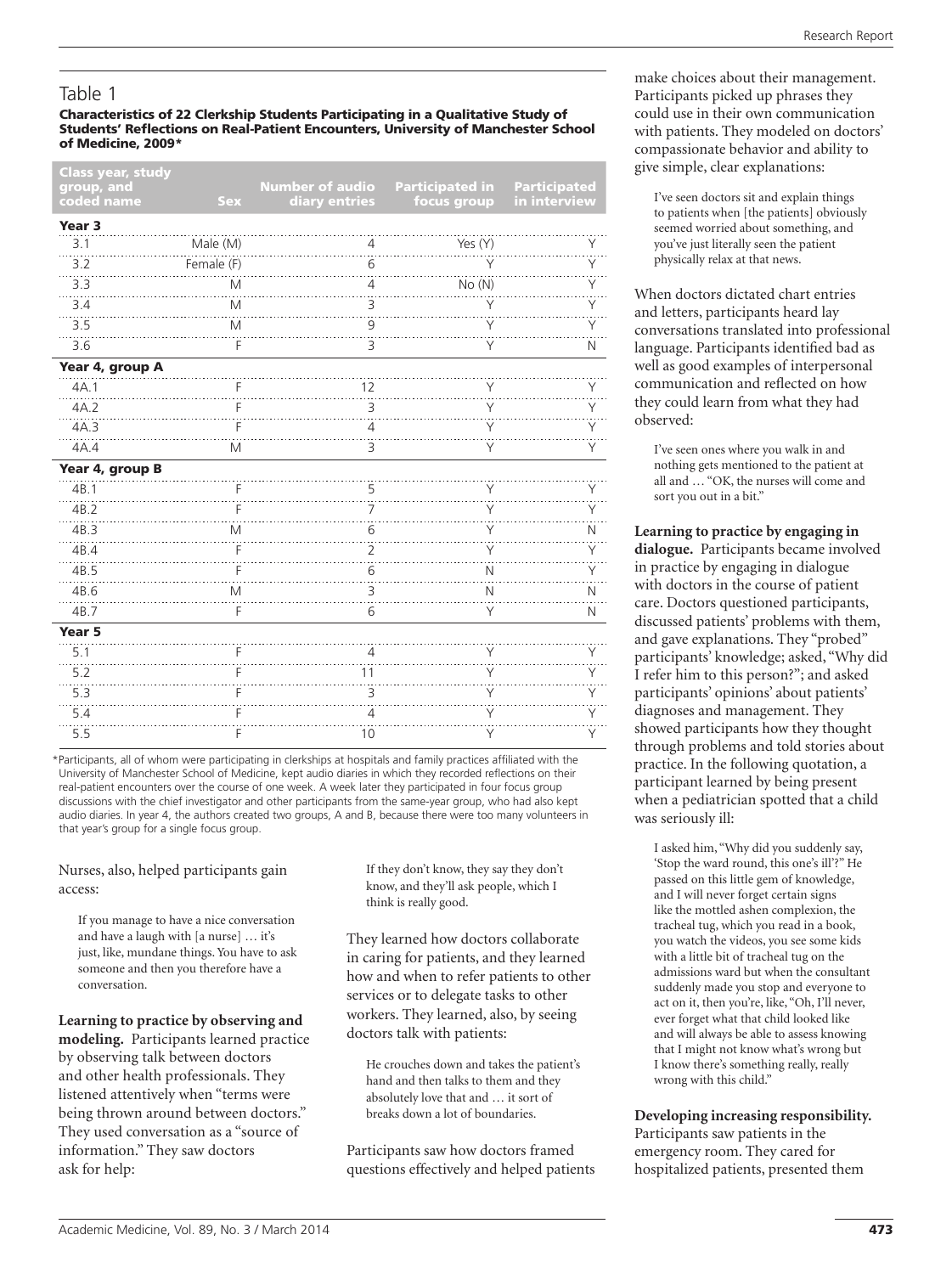## Table 1

**Characteristics of 22 Clerkship Students Participating in a Qualitative Study of Students' Reflections on Real-Patient Encounters, University of Manchester School of Medicine, 2009***

| Class year, study group, and coded name | Sex | Number of audio diary entries | Participated in focus group | Participated in interview |
|---|---|---|---|---|
| **Year 3** | | | | |
| 3.1 | Male (M) | 4 | Yes (Y) | Y |
| 3.2 | Female (F) | 6 | Y | Y |
| 3.3 | M | 4 | No (N) | Y |
| 3.4 | M | 3 | Y | Y |
| 3.5 | M | 9 | Y | Y |
| 3.6 | F | 3 | Y | N |
| **Year 4, group A** | | | | |
| 4A.1 | F | 12 | Y | Y |
| 4A.2 | F | 3 | Y | Y |
| 4A.3 | F | 4 | Y | Y |
| 4A.4 | M | 3 | Y | Y |
| **Year 4, group B** | | | | |
| 4B.1 | F | 5 | Y | Y |
| 4B.2 | F | 7 | Y | Y |
| 4B.3 | M | 6 | Y | N |
| 4B.4 | F | 2 | Y | Y |
| 4B.5 | F | 6 | N | Y |
| 4B.6 | M | 3 | N | N |
| 4B.7 | F | 6 | Y | N |
| **Year 5** | | | | |
| 5.1 | F | 4 | Y | Y |
| 5.2 | F | 11 | Y | Y |
| 5.3 | F | 3 | Y | Y |
| 5.4 | F | 4 | Y | Y |
| 5.5 | F | 10 | Y | Y |

*Participants, all of whom were participating in clerkships at hospitals and family practices affiliated with the University of Manchester School of Medicine, kept audio diaries in which they recorded reflections on their real-patient encounters over the course of one week. A week later they participated in four focus group discussions with the chief investigator and other participants from the same-year group, who had also kept audio diaries. In year 4, the authors created two groups, A and B, because there were too many volunteers in that year's group for a single focus group.

Nurses, also, helped participants gain access:

> If you manage to have a nice conversation and have a laugh with [a nurse] … it's just, like, mundane things. You have to ask someone and then you therefore have a conversation.

**Learning to practice by observing and modeling.** Participants learned practice by observing talk between doctors and other health professionals. They listened attentively when "terms were being thrown around between doctors." They used conversation as a "source of information." They saw doctors ask for help:

> If they don't know, they say they don't know, and they'll ask people, which I think is really good.

They learned how doctors collaborate in caring for patients, and they learned how and when to refer patients to other services or to delegate tasks to other workers. They learned, also, by seeing doctors talk with patients:

> He crouches down and takes the patient's hand and then talks to them and they absolutely love that and … it sort of breaks down a lot of boundaries.

Participants saw how doctors framed questions effectively and helped patients make choices about their management. Participants picked up phrases they could use in their own communication with patients. They modeled on doctors' compassionate behavior and ability to give simple, clear explanations:

> I've seen doctors sit and explain things to patients when [the patients] obviously seemed worried about something, and you've just literally seen the patient physically relax at that news.

When doctors dictated chart entries and letters, participants heard lay conversations translated into professional language. Participants identified bad as well as good examples of interpersonal communication and reflected on how they could learn from what they had observed:

> I've seen ones where you walk in and nothing gets mentioned to the patient at all and … "OK, the nurses will come and sort you out in a bit."

**Learning to practice by engaging in dialogue.** Participants became involved in practice by engaging in dialogue with doctors in the course of patient care. Doctors questioned participants, discussed patients' problems with them, and gave explanations. They "probed" participants' knowledge; asked, "Why did I refer him to this person?"; and asked participants' opinions' about patients' diagnoses and management. They showed participants how they thought through problems and told stories about practice. In the following quotation, a participant learned by being present when a pediatrician spotted that a child was seriously ill:

> I asked him, "Why did you suddenly say, 'Stop the ward round, this one's ill'?" He passed on this little gem of knowledge, and I will never forget certain signs like the mottled ashen complexion, the tracheal tug, which you read in a book, you watch the videos, you see some kids with a little bit of tracheal tug on the admissions ward but when the consultant suddenly made you stop and everyone to act on it, then you're, like, "Oh, I'll never, ever forget what that child looked like and will always be able to assess knowing that I might not know what's wrong but I know there's something really, really wrong with this child."

**Developing increasing responsibility.** Participants saw patients in the emergency room. They cared for hospitalized patients, presented them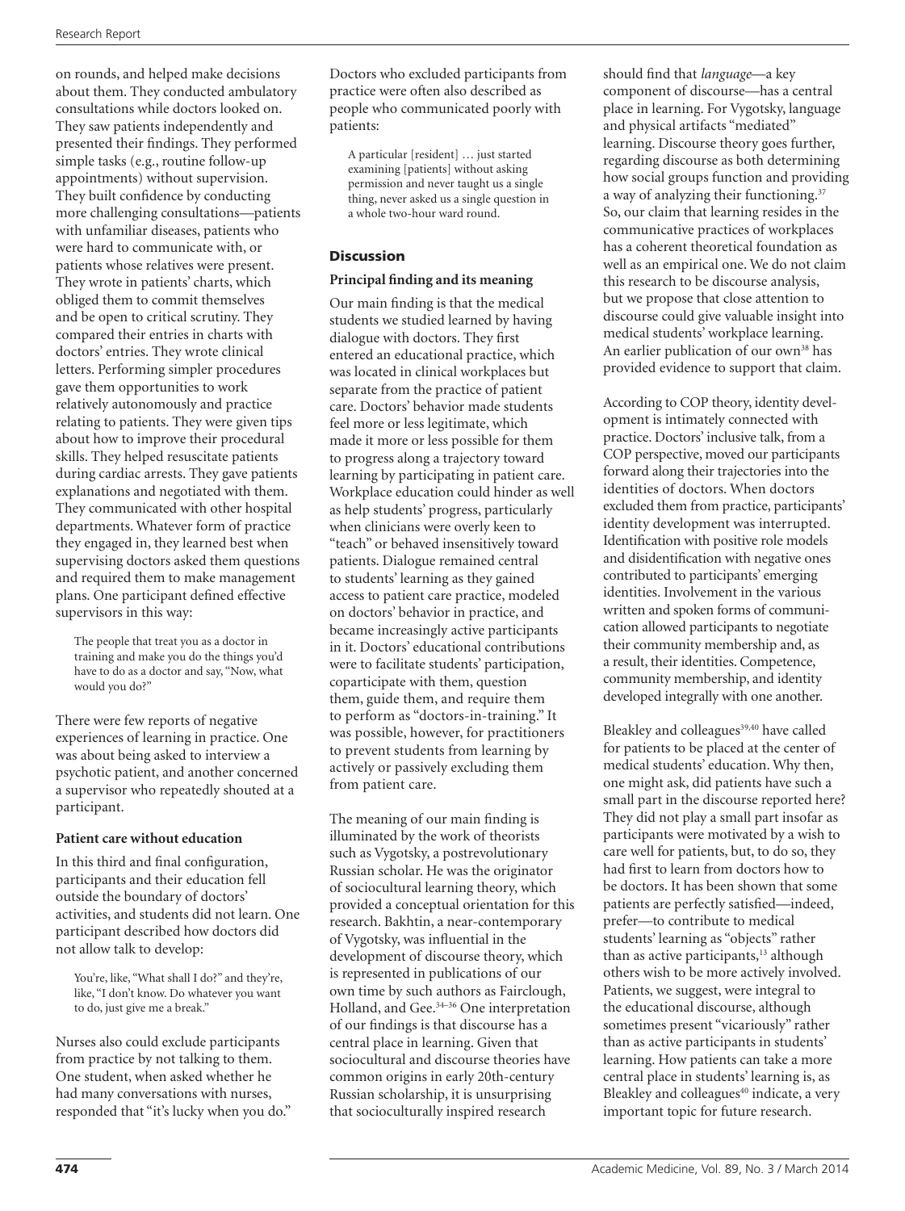on rounds, and helped make decisions about them. They conducted ambulatory consultations while doctors looked on. They saw patients independently and presented their findings. They performed simple tasks (e.g., routine follow-up appointments) without supervision. They built confidence by conducting more challenging consultations—patients with unfamiliar diseases, patients who were hard to communicate with, or patients whose relatives were present. They wrote in patients' charts, which obliged them to commit themselves and be open to critical scrutiny. They compared their entries in charts with doctors' entries. They wrote clinical letters. Performing simpler procedures gave them opportunities to work relatively autonomously and practice relating to patients. They were given tips about how to improve their procedural skills. They helped resuscitate patients during cardiac arrests. They gave patients explanations and negotiated with them. They communicated with other hospital departments. Whatever form of practice they engaged in, they learned best when supervising doctors asked them questions and required them to make management plans. One participant defined effective supervisors in this way:

> The people that treat you as a doctor in training and make you do the things you'd have to do as a doctor and say, "Now, what would you do?"

There were few reports of negative experiences of learning in practice. One was about being asked to interview a psychotic patient, and another concerned a supervisor who repeatedly shouted at a participant.

### Patient care without education

In this third and final configuration, participants and their education fell outside the boundary of doctors' activities, and students did not learn. One participant described how doctors did not allow talk to develop:

> You're, like, "What shall I do?" and they're, like, "I don't know. Do whatever you want to do, just give me a break."

Nurses also could exclude participants from practice by not talking to them. One student, when asked whether he had many conversations with nurses, responded that "it's lucky when you do." Doctors who excluded participants from practice were often also described as people who communicated poorly with patients:

> A particular [resident] … just started examining [patients] without asking permission and never taught us a single thing, never asked us a single question in a whole two-hour ward round.

## Discussion

### Principal finding and its meaning

Our main finding is that the medical students we studied learned by having dialogue with doctors. They first entered an educational practice, which was located in clinical workplaces but separate from the practice of patient care. Doctors' behavior made students feel more or less legitimate, which made it more or less possible for them to progress along a trajectory toward learning by participating in patient care. Workplace education could hinder as well as help students' progress, particularly when clinicians were overly keen to "teach" or behaved insensitively toward patients. Dialogue remained central to students' learning as they gained access to patient care practice, modeled on doctors' behavior in practice, and became increasingly active participants in it. Doctors' educational contributions were to facilitate students' participation, coparticipate with them, question them, guide them, and require them to perform as "doctors-in-training." It was possible, however, for practitioners to prevent students from learning by actively or passively excluding them from patient care.

The meaning of our main finding is illuminated by the work of theorists such as Vygotsky, a postrevolutionary Russian scholar. He was the originator of sociocultural learning theory, which provided a conceptual orientation for this research. Bakhtin, a near-contemporary of Vygotsky, was influential in the development of discourse theory, which is represented in publications of our own time by such authors as Fairclough, Holland, and Gee.[34–36] One interpretation of our findings is that discourse has a central place in learning. Given that sociocultural and discourse theories have common origins in early 20th-century Russian scholarship, it is unsurprising that socioculturally inspired research should find that *language*—a key component of discourse—has a central place in learning. For Vygotsky, language and physical artifacts "mediated" learning. Discourse theory goes further, regarding discourse as both determining how social groups function and providing a way of analyzing their functioning.[37] So, our claim that learning resides in the communicative practices of workplaces has a coherent theoretical foundation as well as an empirical one. We do not claim this research to be discourse analysis, but we propose that close attention to discourse could give valuable insight into medical students' workplace learning. An earlier publication of our own[38] has provided evidence to support that claim.

According to COP theory, identity development is intimately connected with practice. Doctors' inclusive talk, from a COP perspective, moved our participants forward along their trajectories into the identities of doctors. When doctors excluded them from practice, participants' identity development was interrupted. Identification with positive role models and disidentification with negative ones contributed to participants' emerging identities. Involvement in the various written and spoken forms of communication allowed participants to negotiate their community membership and, as a result, their identities. Competence, community membership, and identity developed integrally with one another.

Bleakley and colleagues[39,40] have called for patients to be placed at the center of medical students' education. Why then, one might ask, did patients have such a small part in the discourse reported here? They did not play a small part insofar as participants were motivated by a wish to care well for patients, but, to do so, they had first to learn from doctors how to be doctors. It has been shown that some patients are perfectly satisfied—indeed, prefer—to contribute to medical students' learning as "objects" rather than as active participants,[13] although others wish to be more actively involved. Patients, we suggest, were integral to the educational discourse, although sometimes present "vicariously" rather than as active participants in students' learning. How patients can take a more central place in students' learning is, as Bleakley and colleagues[40] indicate, a very important topic for future research.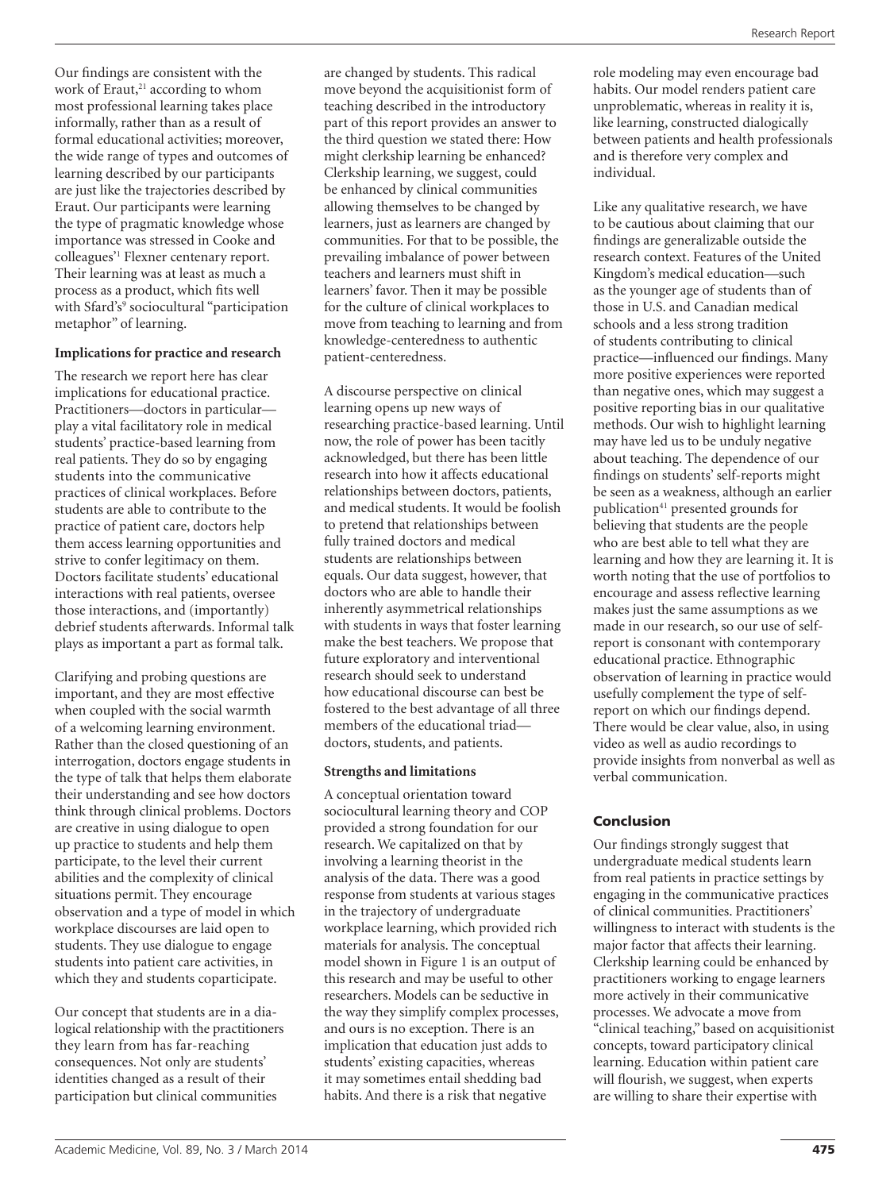Our findings are consistent with the work of Eraut,[21] according to whom most professional learning takes place informally, rather than as a result of formal educational activities; moreover, the wide range of types and outcomes of learning described by our participants are just like the trajectories described by Eraut. Our participants were learning the type of pragmatic knowledge whose importance was stressed in Cooke and colleagues'[1] Flexner centenary report. Their learning was at least as much a process as a product, which fits well with Sfard's[9] sociocultural "participation metaphor" of learning.

### Implications for practice and research

The research we report here has clear implications for educational practice. Practitioners—doctors in particular—play a vital facilitatory role in medical students' practice-based learning from real patients. They do so by engaging students into the communicative practices of clinical workplaces. Before students are able to contribute to the practice of patient care, doctors help them access learning opportunities and strive to confer legitimacy on them. Doctors facilitate students' educational interactions with real patients, oversee those interactions, and (importantly) debrief students afterwards. Informal talk plays as important a part as formal talk.

Clarifying and probing questions are important, and they are most effective when coupled with the social warmth of a welcoming learning environment. Rather than the closed questioning of an interrogation, doctors engage students in the type of talk that helps them elaborate their understanding and see how doctors think through clinical problems. Doctors are creative in using dialogue to open up practice to students and help them participate, to the level their current abilities and the complexity of clinical situations permit. They encourage observation and a type of model in which workplace discourses are laid open to students. They use dialogue to engage students into patient care activities, in which they and students coparticipate.

Our concept that students are in a dialogical relationship with the practitioners they learn from has far-reaching consequences. Not only are students' identities changed as a result of their participation but clinical communities are changed by students. This radical move beyond the acquisitionist form of teaching described in the introductory part of this report provides an answer to the third question we stated there: How might clerkship learning be enhanced? Clerkship learning, we suggest, could be enhanced by clinical communities allowing themselves to be changed by learners, just as learners are changed by communities. For that to be possible, the prevailing imbalance of power between teachers and learners must shift in learners' favor. Then it may be possible for the culture of clinical workplaces to move from teaching to learning and from knowledge-centeredness to authentic patient-centeredness.

A discourse perspective on clinical learning opens up new ways of researching practice-based learning. Until now, the role of power has been tacitly acknowledged, but there has been little research into how it affects educational relationships between doctors, patients, and medical students. It would be foolish to pretend that relationships between fully trained doctors and medical students are relationships between equals. Our data suggest, however, that doctors who are able to handle their inherently asymmetrical relationships with students in ways that foster learning make the best teachers. We propose that future exploratory and interventional research should seek to understand how educational discourse can best be fostered to the best advantage of all three members of the educational triad—doctors, students, and patients.

### Strengths and limitations

A conceptual orientation toward sociocultural learning theory and COP provided a strong foundation for our research. We capitalized on that by involving a learning theorist in the analysis of the data. There was a good response from students at various stages in the trajectory of undergraduate workplace learning, which provided rich materials for analysis. The conceptual model shown in Figure 1 is an output of this research and may be useful to other researchers. Models can be seductive in the way they simplify complex processes, and ours is no exception. There is an implication that education just adds to students' existing capacities, whereas it may sometimes entail shedding bad habits. And there is a risk that negative role modeling may even encourage bad habits. Our model renders patient care unproblematic, whereas in reality it is, like learning, constructed dialogically between patients and health professionals and is therefore very complex and individual.

Like any qualitative research, we have to be cautious about claiming that our findings are generalizable outside the research context. Features of the United Kingdom's medical education—such as the younger age of students than of those in U.S. and Canadian medical schools and a less strong tradition of students contributing to clinical practice—influenced our findings. Many more positive experiences were reported than negative ones, which may suggest a positive reporting bias in our qualitative methods. Our wish to highlight learning may have led us to be unduly negative about teaching. The dependence of our findings on students' self-reports might be seen as a weakness, although an earlier publication[41] presented grounds for believing that students are the people who are best able to tell what they are learning and how they are learning it. It is worth noting that the use of portfolios to encourage and assess reflective learning makes just the same assumptions as we made in our research, so our use of self-report is consonant with contemporary educational practice. Ethnographic observation of learning in practice would usefully complement the type of self-report on which our findings depend. There would be clear value, also, in using video as well as audio recordings to provide insights from nonverbal as well as verbal communication.

## Conclusion

Our findings strongly suggest that undergraduate medical students learn from real patients in practice settings by engaging in the communicative practices of clinical communities. Practitioners' willingness to interact with students is the major factor that affects their learning. Clerkship learning could be enhanced by practitioners working to engage learners more actively in their communicative processes. We advocate a move from "clinical teaching," based on acquisitionist concepts, toward participatory clinical learning. Education within patient care will flourish, we suggest, when experts are willing to share their expertise with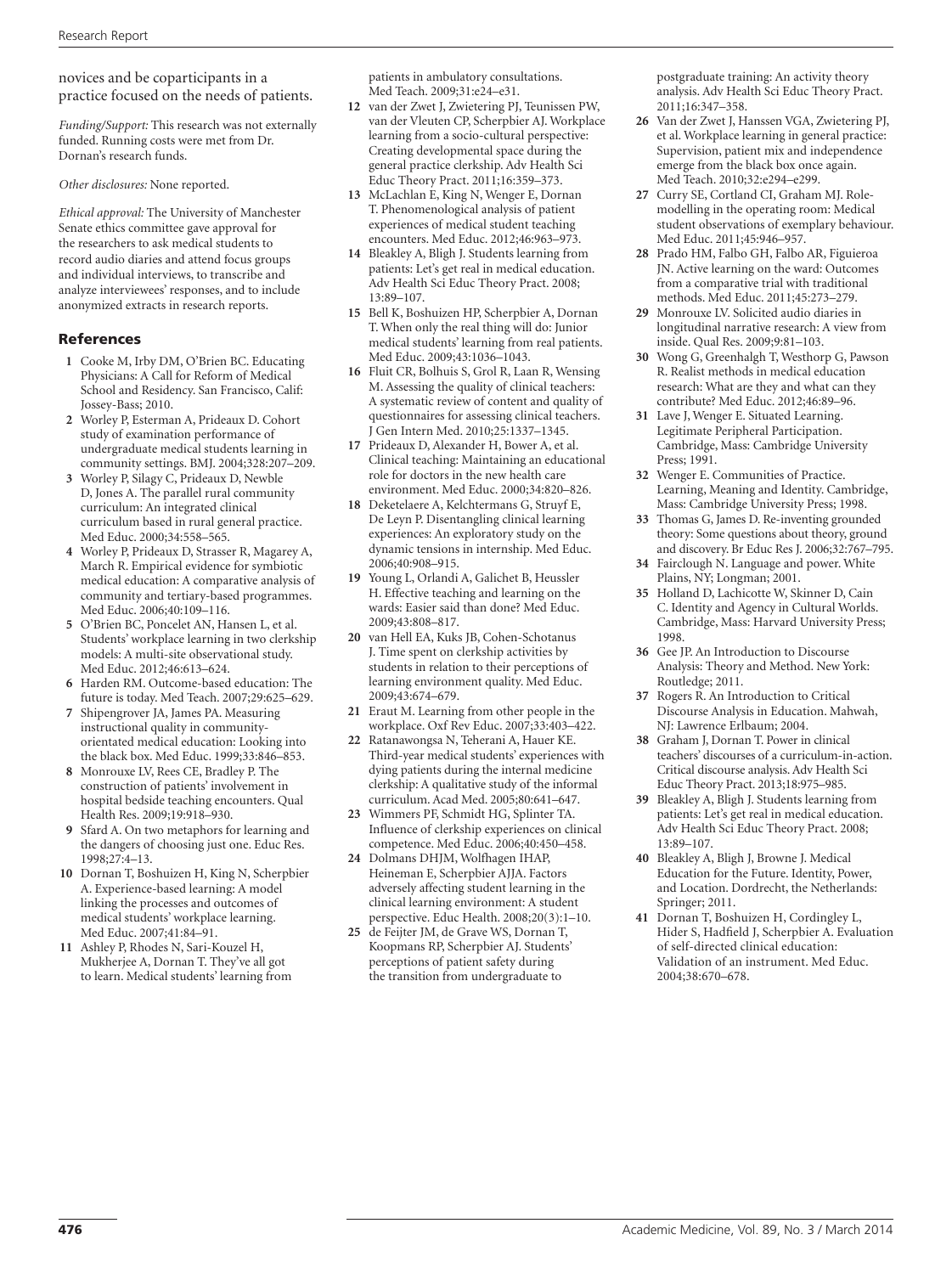novices and be coparticipants in a practice focused on the needs of patients.

*Funding/Support:* This research was not externally funded. Running costs were met from Dr. Dornan's research funds.

*Other disclosures:* None reported.

*Ethical approval:* The University of Manchester Senate ethics committee gave approval for the researchers to ask medical students to record audio diaries and attend focus groups and individual interviews, to transcribe and analyze interviewees' responses, and to include anonymized extracts in research reports.

## References

1. Cooke M, Irby DM, O'Brien BC. Educating Physicians: A Call for Reform of Medical School and Residency. San Francisco, Calif: Jossey-Bass; 2010.
2. Worley P, Esterman A, Prideaux D. Cohort study of examination performance of undergraduate medical students learning in community settings. BMJ. 2004;328:207–209.
3. Worley P, Silagy C, Prideaux D, Newble D, Jones A. The parallel rural community curriculum: An integrated clinical curriculum based in rural general practice. Med Educ. 2000;34:558–565.
4. Worley P, Prideaux D, Strasser R, Magarey A, March R. Empirical evidence for symbiotic medical education: A comparative analysis of community and tertiary-based programmes. Med Educ. 2006;40:109–116.
5. O'Brien BC, Poncelet AN, Hansen L, et al. Students' workplace learning in two clerkship models: A multi-site observational study. Med Educ. 2012;46:613–624.
6. Harden RM. Outcome-based education: The future is today. Med Teach. 2007;29:625–629.
7. Shipengrover JA, James PA. Measuring instructional quality in community-orientated medical education: Looking into the black box. Med Educ. 1999;33:846–853.
8. Monrouxe LV, Rees CE, Bradley P. The construction of patients' involvement in hospital bedside teaching encounters. Qual Health Res. 2009;19:918–930.
9. Sfard A. On two metaphors for learning and the dangers of choosing just one. Educ Res. 1998;27:4–13.
10. Dornan T, Boshuizen H, King N, Scherpbier A. Experience-based learning: A model linking the processes and outcomes of medical students' workplace learning. Med Educ. 2007;41:84–91.
11. Ashley P, Rhodes N, Sari-Kouzel H, Mukherjee A, Dornan T. They've all got to learn. Medical students' learning from patients in ambulatory consultations. Med Teach. 2009;31:e24–e31.
12. van der Zwet J, Zwietering PJ, Teunissen PW, van der Vleuten CP, Scherpbier AJ. Workplace learning from a socio-cultural perspective: Creating developmental space during the general practice clerkship. Adv Health Sci Educ Theory Pract. 2011;16:359–373.
13. McLachlan E, King N, Wenger E, Dornan T. Phenomenological analysis of patient experiences of medical student teaching encounters. Med Educ. 2012;46:963–973.
14. Bleakley A, Bligh J. Students learning from patients: Let's get real in medical education. Adv Health Sci Educ Theory Pract. 2008; 13:89–107.
15. Bell K, Boshuizen HP, Scherpbier A, Dornan T. When only the real thing will do: Junior medical students' learning from real patients. Med Educ. 2009;43:1036–1043.
16. Fluit CR, Bolhuis S, Grol R, Laan R, Wensing M. Assessing the quality of clinical teachers: A systematic review of content and quality of questionnaires for assessing clinical teachers. J Gen Intern Med. 2010;25:1337–1345.
17. Prideaux D, Alexander H, Bower A, et al. Clinical teaching: Maintaining an educational role for doctors in the new health care environment. Med Educ. 2000;34:820–826.
18. Deketelaere A, Kelchtermans G, Struyf E, De Leyn P. Disentangling clinical learning experiences: An exploratory study on the dynamic tensions in internship. Med Educ. 2006;40:908–915.
19. Young L, Orlandi A, Galichet B, Heussler H. Effective teaching and learning on the wards: Easier said than done? Med Educ. 2009;43:808–817.
20. van Hell EA, Kuks JB, Cohen-Schotanus J. Time spent on clerkship activities by students in relation to their perceptions of learning environment quality. Med Educ. 2009;43:674–679.
21. Eraut M. Learning from other people in the workplace. Oxf Rev Educ. 2007;33:403–422.
22. Ratanawongsa N, Teherani A, Hauer KE. Third-year medical students' experiences with dying patients during the internal medicine clerkship: A qualitative study of the informal curriculum. Acad Med. 2005;80:641–647.
23. Wimmers PF, Schmidt HG, Splinter TA. Influence of clerkship experiences on clinical competence. Med Educ. 2006;40:450–458.
24. Dolmans DHJM, Wolfhagen IHAP, Heineman E, Scherpbier AJJA. Factors adversely affecting student learning in the clinical learning environment: A student perspective. Educ Health. 2008;20(3):1–10.
25. de Feijter JM, de Grave WS, Dornan T, Koopmans RP, Scherpbier AJ. Students' perceptions of patient safety during the transition from undergraduate to postgraduate training: An activity theory analysis. Adv Health Sci Educ Theory Pract. 2011;16:347–358.
26. Van der Zwet J, Hanssen VGA, Zwietering PJ, et al. Workplace learning in general practice: Supervision, patient mix and independence emerge from the black box once again. Med Teach. 2010;32:e294–e299.
27. Curry SE, Cortland CI, Graham MJ. Role-modelling in the operating room: Medical student observations of exemplary behaviour. Med Educ. 2011;45:946–957.
28. Prado HM, Falbo GH, Falbo AR, Figuieroa JN. Active learning on the ward: Outcomes from a comparative trial with traditional methods. Med Educ. 2011;45:273–279.
29. Monrouxe LV. Solicited audio diaries in longitudinal narrative research: A view from inside. Qual Res. 2009;9:81–103.
30. Wong G, Greenhalgh T, Westhorp G, Pawson R. Realist methods in medical education research: What are they and what can they contribute? Med Educ. 2012;46:89–96.
31. Lave J, Wenger E. Situated Learning. Legitimate Peripheral Participation. Cambridge, Mass: Cambridge University Press; 1991.
32. Wenger E. Communities of Practice. Learning, Meaning and Identity. Cambridge, Mass: Cambridge University Press; 1998.
33. Thomas G, James D. Re-inventing grounded theory: Some questions about theory, ground and discovery. Br Educ Res J. 2006;32:767–795.
34. Fairclough N. Language and power. White Plains, NY; Longman; 2001.
35. Holland D, Lachicotte W, Skinner D, Cain C. Identity and Agency in Cultural Worlds. Cambridge, Mass: Harvard University Press; 1998.
36. Gee JP. An Introduction to Discourse Analysis: Theory and Method. New York: Routledge; 2011.
37. Rogers R. An Introduction to Critical Discourse Analysis in Education. Mahwah, NJ: Lawrence Erlbaum; 2004.
38. Graham J, Dornan T. Power in clinical teachers' discourses of a curriculum-in-action. Critical discourse analysis. Adv Health Sci Educ Theory Pract. 2013;18:975–985.
39. Bleakley A, Bligh J. Students learning from patients: Let's get real in medical education. Adv Health Sci Educ Theory Pract. 2008; 13:89–107.
40. Bleakley A, Bligh J, Browne J. Medical Education for the Future. Identity, Power, and Location. Dordrecht, the Netherlands: Springer; 2011.
41. Dornan T, Boshuizen H, Cordingley L, Hider S, Hadfield J, Scherpbier A. Evaluation of self-directed clinical education: Validation of an instrument. Med Educ. 2004;38:670–678.